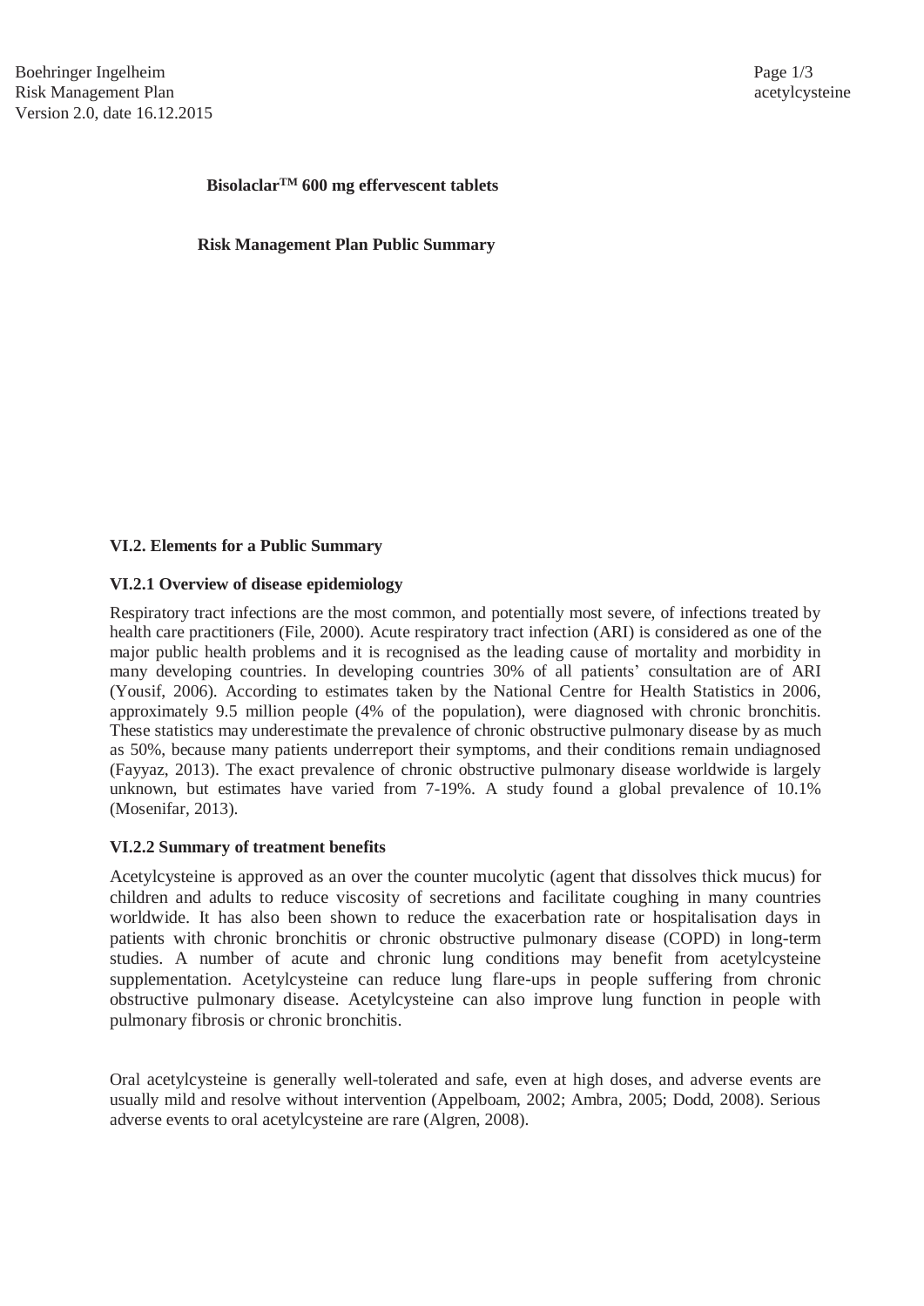**Bisolaclar™ 600 mg effervescent tablets**

**Risk Management Plan Public Summary**

### VI.2. Elements for a Public Summary

#### VI.2.1 Overview of disease epidemiology

Respiratory tract infections are the most common, and potentially most severe, of infections treated by health care practitioners (File, 2000). Acute respiratory tract infection (ARI) is considered as one of the major public health problems and it is recognised as the leading cause of mortality and morbidity in many developing countries. In developing countries 30% of all patients' consultation are of ARI (Yousif, 2006). According to estimates taken by the National Centre for Health Statistics in 2006, approximately 9.5 million people (4% of the population), were diagnosed with chronic bronchitis. These statistics may underestimate the prevalence of chronic obstructive pulmonary disease by as much as 50%, because many patients underreport their symptoms, and their conditions remain undiagnosed (Fayyaz, 2013). The exact prevalence of chronic obstructive pulmonary disease worldwide is largely unknown, but estimates have varied from 7-19%. A study found a global prevalence of 10.1% (Mosenifar, 2013).

#### VI.2.2 Summary of treatment benefits

Acetylcysteine is approved as an over the counter mucolytic (agent that dissolves thick mucus) for children and adults to reduce viscosity of secretions and facilitate coughing in many countries worldwide. It has also been shown to reduce the exacerbation rate or hospitalisation days in patients with chronic bronchitis or chronic obstructive pulmonary disease (COPD) in long-term studies. A number of acute and chronic lung conditions may benefit from acetylcysteine supplementation. Acetylcysteine can reduce lung flare-ups in people suffering from chronic obstructive pulmonary disease. Acetylcysteine can also improve lung function in people with pulmonary fibrosis or chronic bronchitis.

Oral acetylcysteine is generally well-tolerated and safe, even at high doses, and adverse events are usually mild and resolve without intervention (Appelboam, 2002; Ambra, 2005; Dodd, 2008). Serious adverse events to oral acetylcysteine are rare (Algren, 2008).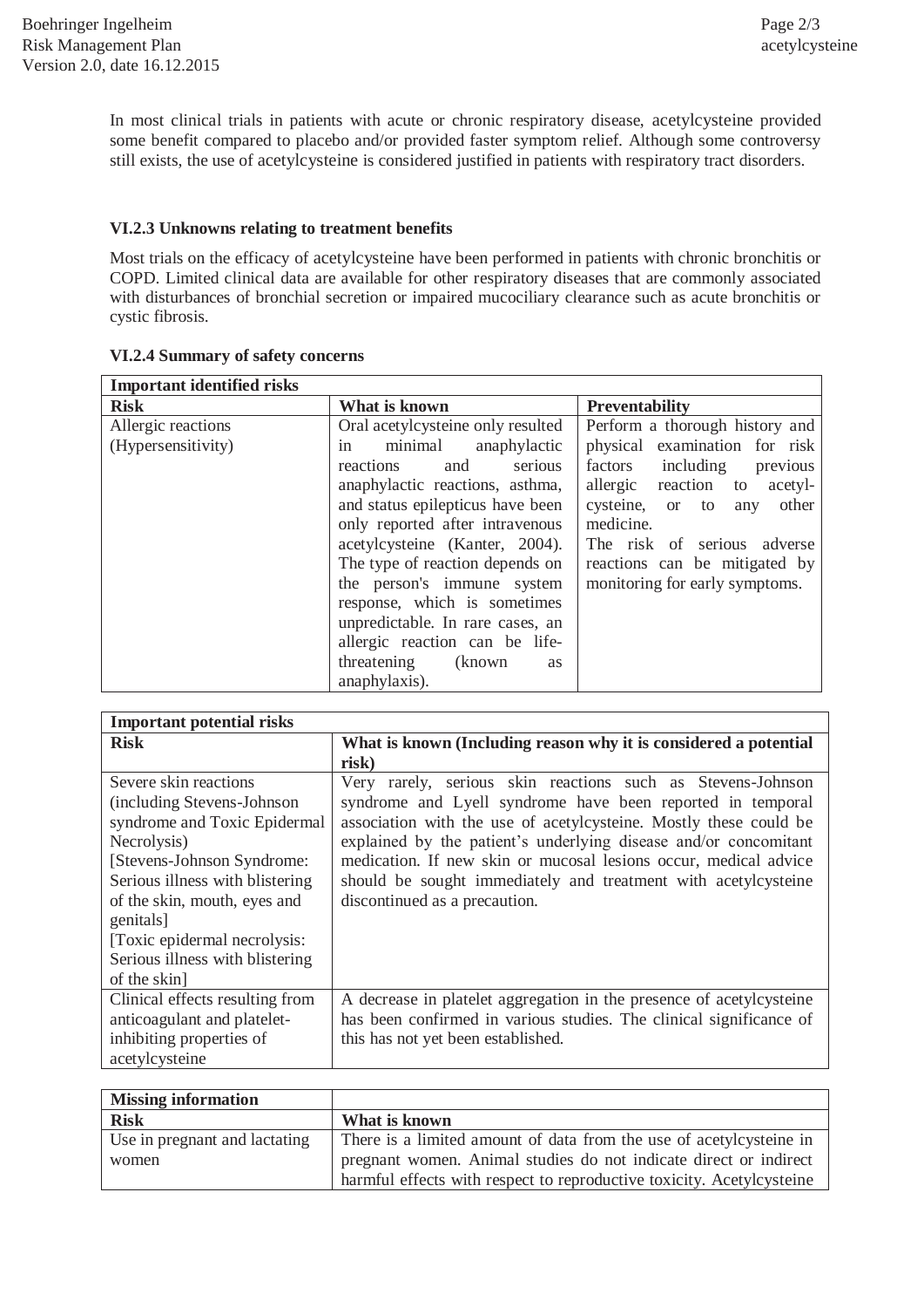In most clinical trials in patients with acute or chronic respiratory disease, acetylcysteine provided some benefit compared to placebo and/or provided faster symptom relief. Although some controversy still exists, the use of acetylcysteine is considered justified in patients with respiratory tract disorders.

### VI.2.3 Unknowns relating to treatment benefits

Most trials on the efficacy of acetylcysteine have been performed in patients with chronic bronchitis or COPD. Limited clinical data are available for other respiratory diseases that are commonly associated with disturbances of bronchial secretion or impaired mucociliary clearance such as acute bronchitis or cystic fibrosis.

### VI.2.4 Summary of safety concerns

| **Important identified risks** | | |
|---|---|---|
| **Risk** | **What is known** | **Preventability** |
| Allergic reactions (Hypersensitivity) | Oral acetylcysteine only resulted in minimal anaphylactic reactions and serious anaphylactic reactions, asthma, and status epilepticus have been only reported after intravenous acetylcysteine (Kanter, 2004). The type of reaction depends on the person's immune system response, which is sometimes unpredictable. In rare cases, an allergic reaction can be life-threatening (known as anaphylaxis). | Perform a thorough history and physical examination for risk factors including previous allergic reaction to acetyl-cysteine, or to any other medicine. The risk of serious adverse reactions can be mitigated by monitoring for early symptoms. |

| **Important potential risks** | |
|---|---|
| **Risk** | **What is known (Including reason why it is considered a potential risk)** |
| Severe skin reactions (including Stevens-Johnson syndrome and Toxic Epidermal Necrolysis) [Stevens-Johnson Syndrome: Serious illness with blistering of the skin, mouth, eyes and genitals] [Toxic epidermal necrolysis: Serious illness with blistering of the skin] | Very rarely, serious skin reactions such as Stevens-Johnson syndrome and Lyell syndrome have been reported in temporal association with the use of acetylcysteine. Mostly these could be explained by the patient's underlying disease and/or concomitant medication. If new skin or mucosal lesions occur, medical advice should be sought immediately and treatment with acetylcysteine discontinued as a precaution. |
| Clinical effects resulting from anticoagulant and platelet-inhibiting properties of acetylcysteine | A decrease in platelet aggregation in the presence of acetylcysteine has been confirmed in various studies. The clinical significance of this has not yet been established. |

| **Missing information** | |
|---|---|
| **Risk** | **What is known** |
| Use in pregnant and lactating women | There is a limited amount of data from the use of acetylcysteine in pregnant women. Animal studies do not indicate direct or indirect harmful effects with respect to reproductive toxicity. Acetylcysteine |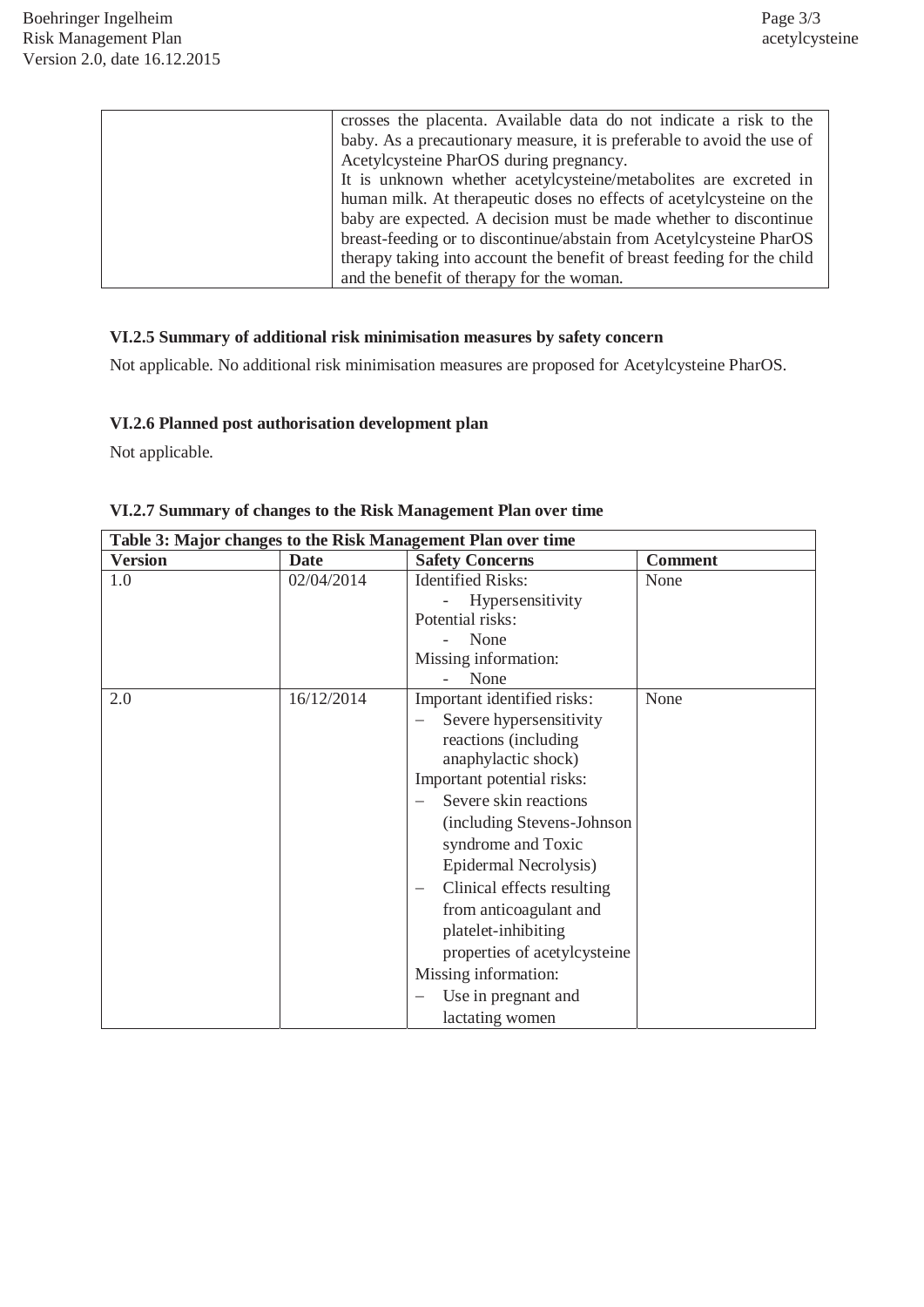| | |
|---|---|
| | crosses the placenta. Available data do not indicate a risk to the baby. As a precautionary measure, it is preferable to avoid the use of Acetylcysteine PharOS during pregnancy.<br>It is unknown whether acetylcysteine/metabolites are excreted in human milk. At therapeutic doses no effects of acetylcysteine on the baby are expected. A decision must be made whether to discontinue breast-feeding or to discontinue/abstain from Acetylcysteine PharOS therapy taking into account the benefit of breast feeding for the child and the benefit of therapy for the woman. |

### VI.2.5 Summary of additional risk minimisation measures by safety concern

Not applicable. No additional risk minimisation measures are proposed for Acetylcysteine PharOS.

### VI.2.6 Planned post authorisation development plan

Not applicable.

### VI.2.7 Summary of changes to the Risk Management Plan over time

**Table 3: Major changes to the Risk Management Plan over time**

| Version | Date | Safety Concerns | Comment |
|---|---|---|---|
| 1.0 | 02/04/2014 | Identified Risks:<br>- Hypersensitivity<br>Potential risks:<br>- None<br>Missing information:<br>- None | None |
| 2.0 | 16/12/2014 | Important identified risks:<br>– Severe hypersensitivity reactions (including anaphylactic shock)<br>Important potential risks:<br>– Severe skin reactions (including Stevens-Johnson syndrome and Toxic Epidermal Necrolysis)<br>– Clinical effects resulting from anticoagulant and platelet-inhibiting properties of acetylcysteine<br>Missing information:<br>– Use in pregnant and lactating women | None |